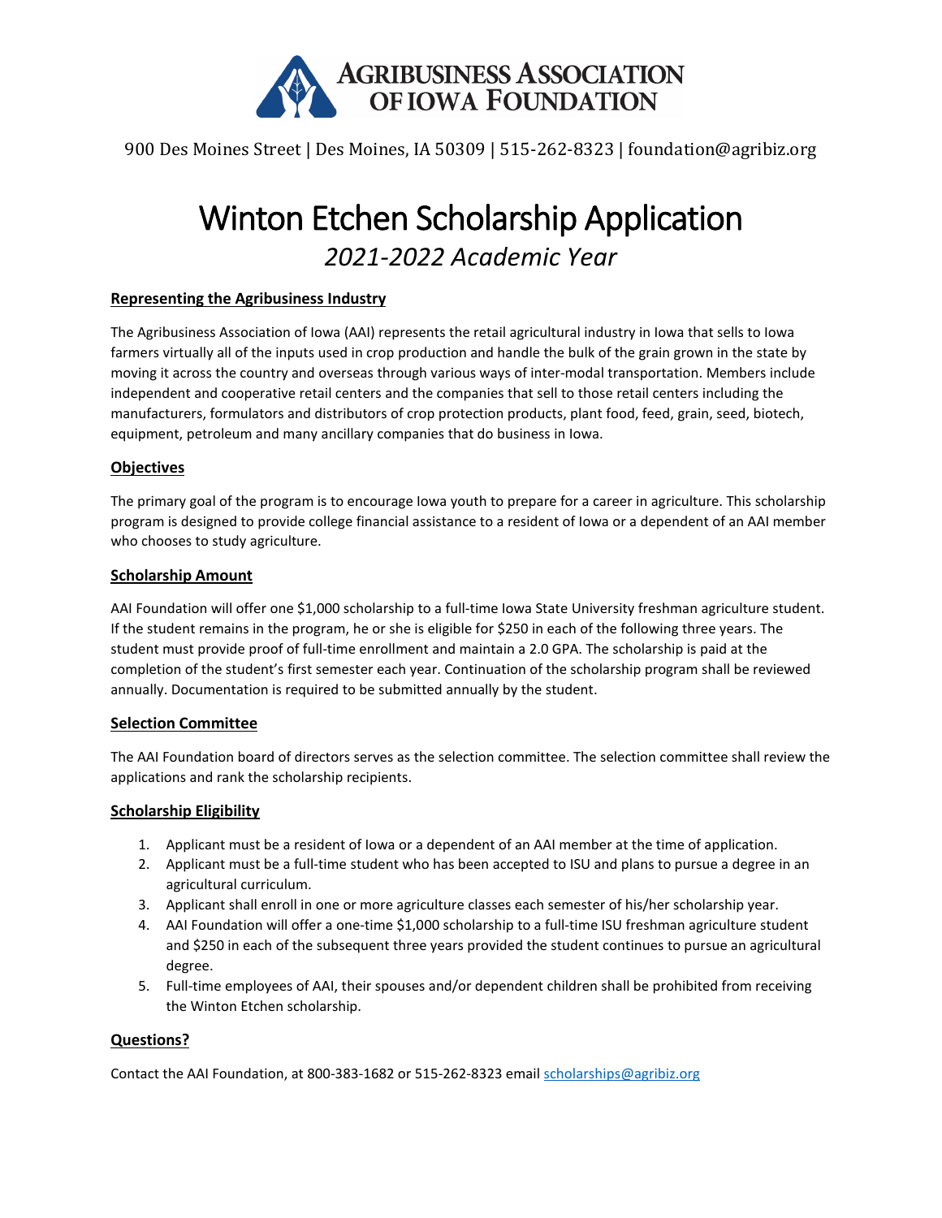# Agribusiness Association of Iowa Foundation

900 Des Moines Street | Des Moines, IA 50309 | 515-262-8323 | foundation@agribiz.org

# Winton Etchen Scholarship Application

*2021-2022 Academic Year*

## Representing the Agribusiness Industry

The Agribusiness Association of Iowa (AAI) represents the retail agricultural industry in Iowa that sells to Iowa farmers virtually all of the inputs used in crop production and handle the bulk of the grain grown in the state by moving it across the country and overseas through various ways of inter-modal transportation. Members include independent and cooperative retail centers and the companies that sell to those retail centers including the manufacturers, formulators and distributors of crop protection products, plant food, feed, grain, seed, biotech, equipment, petroleum and many ancillary companies that do business in Iowa.

## Objectives

The primary goal of the program is to encourage Iowa youth to prepare for a career in agriculture. This scholarship program is designed to provide college financial assistance to a resident of Iowa or a dependent of an AAI member who chooses to study agriculture.

## Scholarship Amount

AAI Foundation will offer one $1,000 scholarship to a full-time Iowa State University freshman agriculture student. If the student remains in the program, he or she is eligible for $250 in each of the following three years. The student must provide proof of full-time enrollment and maintain a 2.0 GPA. The scholarship is paid at the completion of the student's first semester each year. Continuation of the scholarship program shall be reviewed annually. Documentation is required to be submitted annually by the student.

## Selection Committee

The AAI Foundation board of directors serves as the selection committee. The selection committee shall review the applications and rank the scholarship recipients.

## Scholarship Eligibility

1. Applicant must be a resident of Iowa or a dependent of an AAI member at the time of application.
2. Applicant must be a full-time student who has been accepted to ISU and plans to pursue a degree in an agricultural curriculum.
3. Applicant shall enroll in one or more agriculture classes each semester of his/her scholarship year.
4. AAI Foundation will offer a one-time $1,000 scholarship to a full-time ISU freshman agriculture student and $250 in each of the subsequent three years provided the student continues to pursue an agricultural degree.
5. Full-time employees of AAI, their spouses and/or dependent children shall be prohibited from receiving the Winton Etchen scholarship.

## Questions?

Contact the AAI Foundation, at 800-383-1682 or 515-262-8323 email scholarships@agribiz.org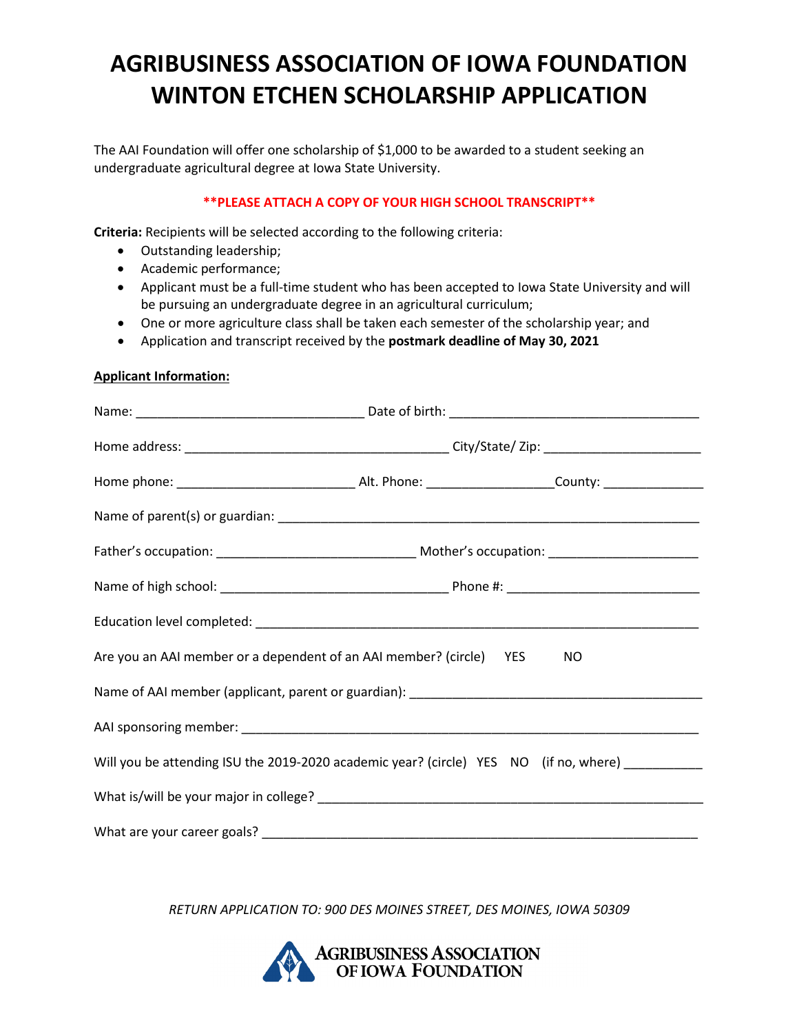# AGRIBUSINESS ASSOCIATION OF IOWA FOUNDATION WINTON ETCHEN SCHOLARSHIP APPLICATION

The AAI Foundation will offer one scholarship of $1,000 to be awarded to a student seeking an undergraduate agricultural degree at Iowa State University.

****PLEASE ATTACH A COPY OF YOUR HIGH SCHOOL TRANSCRIPT****

**Criteria:** Recipients will be selected according to the following criteria:

- Outstanding leadership;
- Academic performance;
- Applicant must be a full-time student who has been accepted to Iowa State University and will be pursuing an undergraduate degree in an agricultural curriculum;
- One or more agriculture class shall be taken each semester of the scholarship year; and
- Application and transcript received by the **postmark deadline of May 30, 2021**

**Applicant Information:**

Name: _______________________________ Date of birth: ___________________________________

Home address: ____________________________________ City/State/ Zip: _____________________

Home phone: ________________________ Alt. Phone: _________________County: _____________

Name of parent(s) or guardian: ___________________________________________________________

Father's occupation: __________________________ Mother's occupation: ____________________

Name of high school: _______________________________ Phone #: _________________________

Education level completed: ______________________________________________________________

Are you an AAI member or a dependent of an AAI member? (circle) YES NO

Name of AAI member (applicant, parent or guardian): _______________________________________

AAI sponsoring member: _________________________________________________________________

Will you be attending ISU the 2019-2020 academic year? (circle) YES NO (if no, where) __________

What is/will be your major in college? ____________________________________________________

What are your career goals? _____________________________________________________________

*RETURN APPLICATION TO: 900 DES MOINES STREET, DES MOINES, IOWA 50309*

AGRIBUSINESS ASSOCIATION OF IOWA FOUNDATION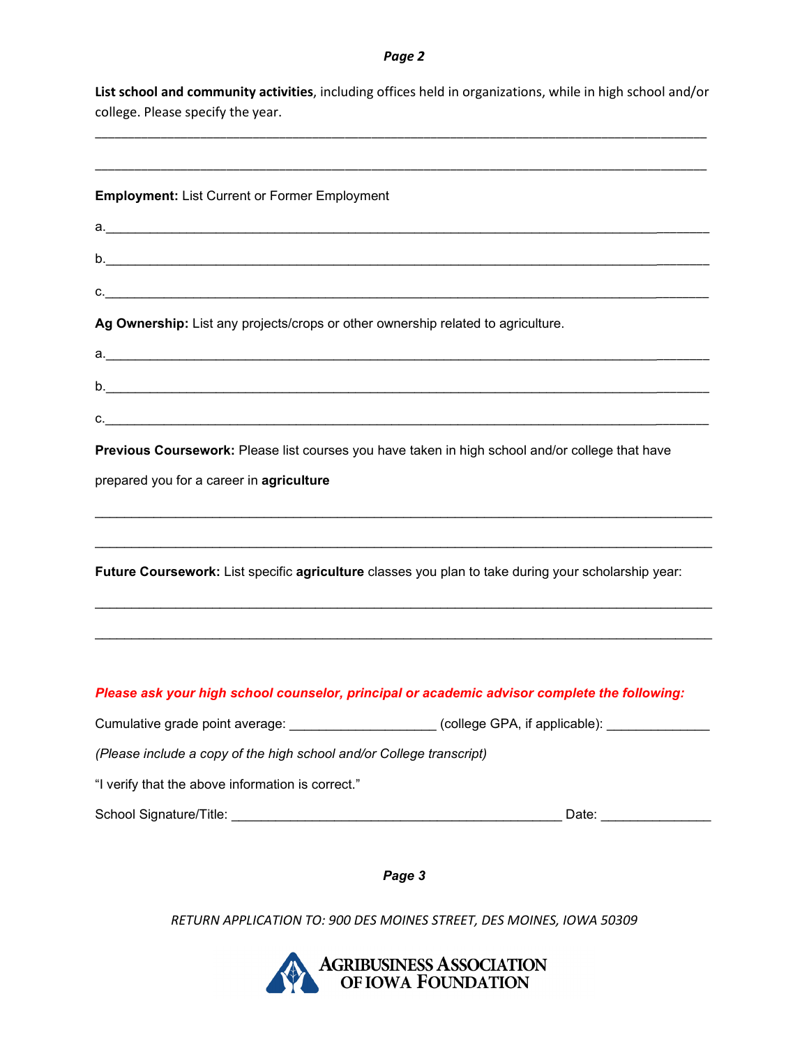**List school and community activities**, including offices held in organizations, while in high school and/or college. Please specify the year.

______________________________________________________________________________

______________________________________________________________________________

**Employment:** List Current or Former Employment

a.______________________________________________________________________________

b.______________________________________________________________________________

c.______________________________________________________________________________

**Ag Ownership:** List any projects/crops or other ownership related to agriculture.

a.______________________________________________________________________________

b.______________________________________________________________________________

c.______________________________________________________________________________

**Previous Coursework:** Please list courses you have taken in high school and/or college that have prepared you for a career in **agriculture**

______________________________________________________________________________

______________________________________________________________________________

**Future Coursework:** List specific **agriculture** classes you plan to take during your scholarship year:

______________________________________________________________________________

______________________________________________________________________________

***Please ask your high school counselor, principal or academic advisor complete the following:***

Cumulative grade point average: ____________________ (college GPA, if applicable): ______________

*(Please include a copy of the high school and/or College transcript)*

"I verify that the above information is correct."

School Signature/Title: _____________________________________________ Date: _______________

*RETURN APPLICATION TO: 900 DES MOINES STREET, DES MOINES, IOWA 50309*

AGRIBUSINESS ASSOCIATION OF IOWA FOUNDATION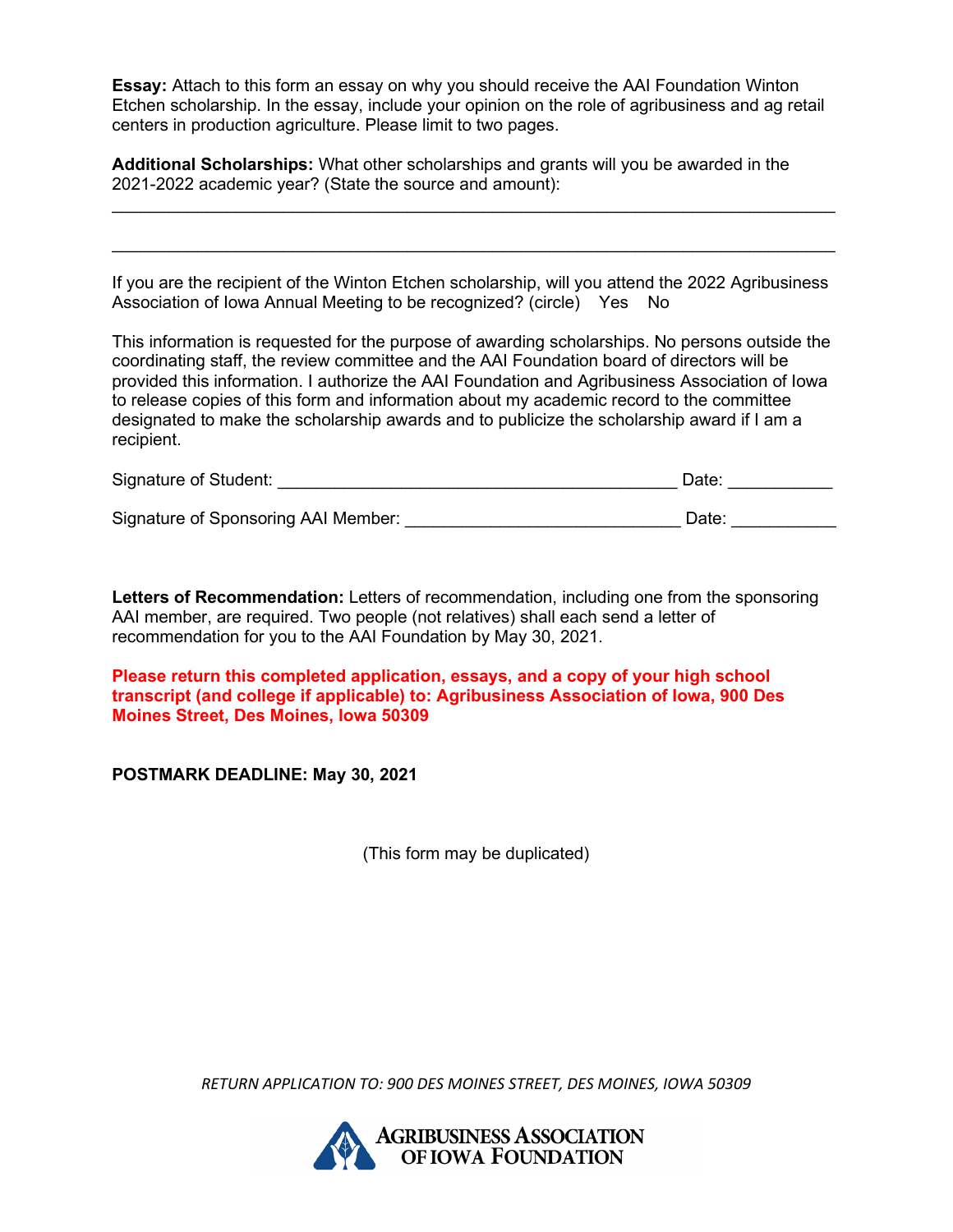**Essay:** Attach to this form an essay on why you should receive the AAI Foundation Winton Etchen scholarship. In the essay, include your opinion on the role of agribusiness and ag retail centers in production agriculture. Please limit to two pages.

**Additional Scholarships:** What other scholarships and grants will you be awarded in the 2021-2022 academic year? (State the source and amount):

\_\_\_\_\_\_\_\_\_\_\_\_\_\_\_\_\_\_\_\_\_\_\_\_\_\_\_\_\_\_\_\_\_\_\_\_\_\_\_\_\_\_\_\_\_\_\_\_\_\_\_\_\_\_\_\_\_\_\_\_\_\_\_\_\_\_\_\_\_\_\_\_

\_\_\_\_\_\_\_\_\_\_\_\_\_\_\_\_\_\_\_\_\_\_\_\_\_\_\_\_\_\_\_\_\_\_\_\_\_\_\_\_\_\_\_\_\_\_\_\_\_\_\_\_\_\_\_\_\_\_\_\_\_\_\_\_\_\_\_\_\_\_\_\_

If you are the recipient of the Winton Etchen scholarship, will you attend the 2022 Agribusiness Association of Iowa Annual Meeting to be recognized? (circle) Yes No

This information is requested for the purpose of awarding scholarships. No persons outside the coordinating staff, the review committee and the AAI Foundation board of directors will be provided this information. I authorize the AAI Foundation and Agribusiness Association of Iowa to release copies of this form and information about my academic record to the committee designated to make the scholarship awards and to publicize the scholarship award if I am a recipient.

Signature of Student: \_\_\_\_\_\_\_\_\_\_\_\_\_\_\_\_\_\_\_\_\_\_\_\_\_\_\_\_\_\_\_\_\_\_\_\_\_\_\_\_ Date: \_\_\_\_\_\_\_\_\_\_

Signature of Sponsoring AAI Member: \_\_\_\_\_\_\_\_\_\_\_\_\_\_\_\_\_\_\_\_\_\_\_\_\_\_\_\_ Date: \_\_\_\_\_\_\_\_\_\_

**Letters of Recommendation:** Letters of recommendation, including one from the sponsoring AAI member, are required. Two people (not relatives) shall each send a letter of recommendation for you to the AAI Foundation by May 30, 2021.

**Please return this completed application, essays, and a copy of your high school transcript (and college if applicable) to: Agribusiness Association of Iowa, 900 Des Moines Street, Des Moines, Iowa 50309**

**POSTMARK DEADLINE: May 30, 2021**

(This form may be duplicated)

*RETURN APPLICATION TO: 900 DES MOINES STREET, DES MOINES, IOWA 50309*

AGRIBUSINESS ASSOCIATION OF IOWA FOUNDATION